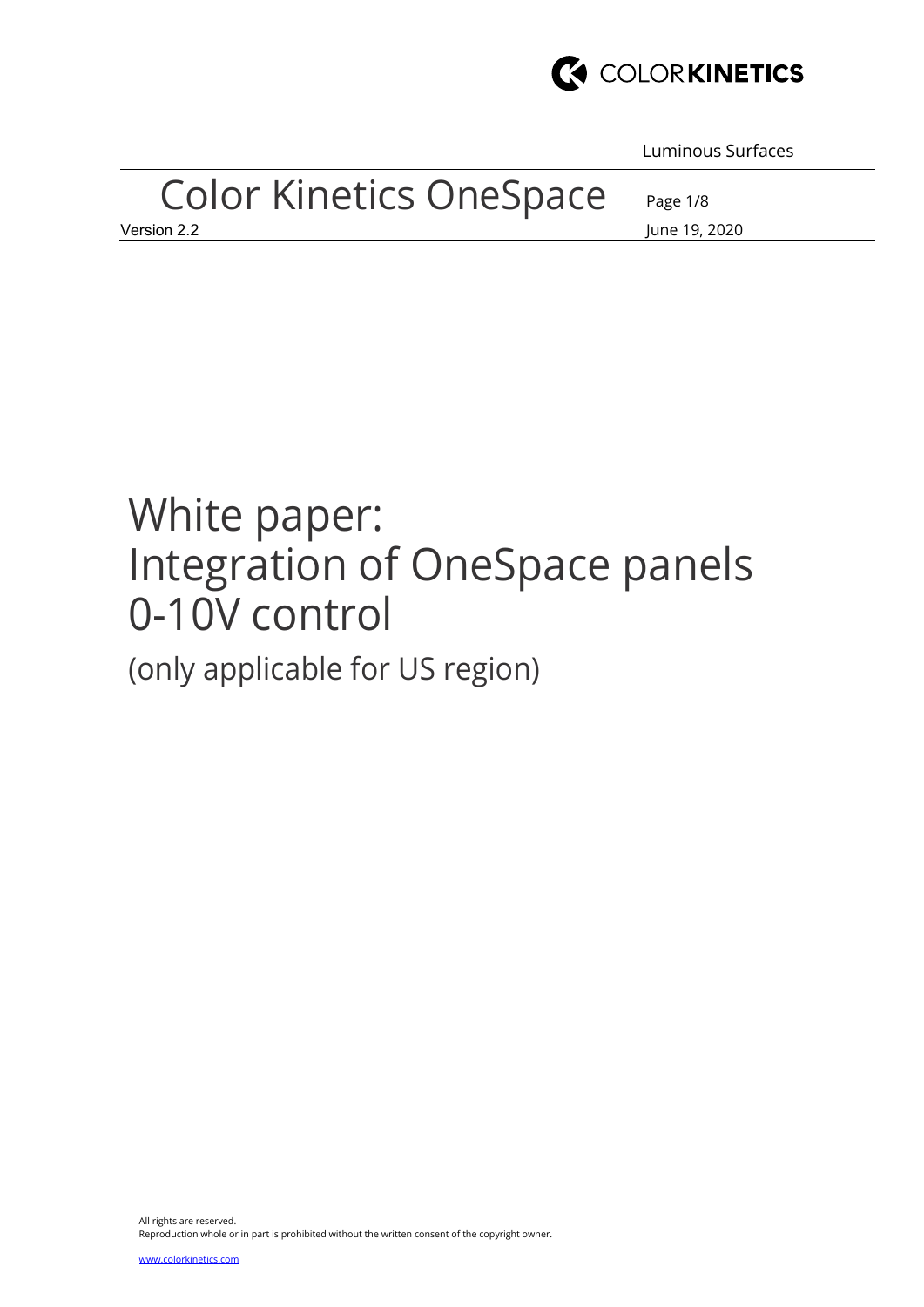# White paper: Integration of OneSpace panels 0-10V control

(only applicable for US region)

All rights are reserved.
Reproduction whole or in part is prohibited without the written consent of the copyright owner.

www.colorkinetics.com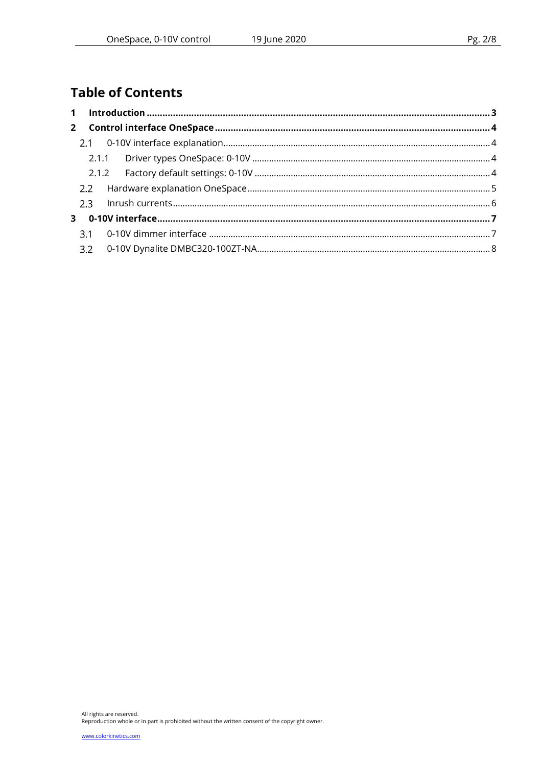# Table of Contents

**1 Introduction .................................................... 3**

**2 Control interface OneSpace .................................................... 4**

- 2.1 0-10V interface explanation .................................................... 4
  - 2.1.1 Driver types OneSpace: 0-10V .................................................... 4
  - 2.1.2 Factory default settings: 0-10V .................................................... 4
- 2.2 Hardware explanation OneSpace .................................................... 5
- 2.3 Inrush currents .................................................... 6

**3 0-10V interface .................................................... 7**

- 3.1 0-10V dimmer interface .................................................... 7
- 3.2 0-10V Dynalite DMBC320-100ZT-NA .................................................... 8

All rights are reserved.
Reproduction whole or in part is prohibited without the written consent of the copyright owner.

www.colorkinetics.com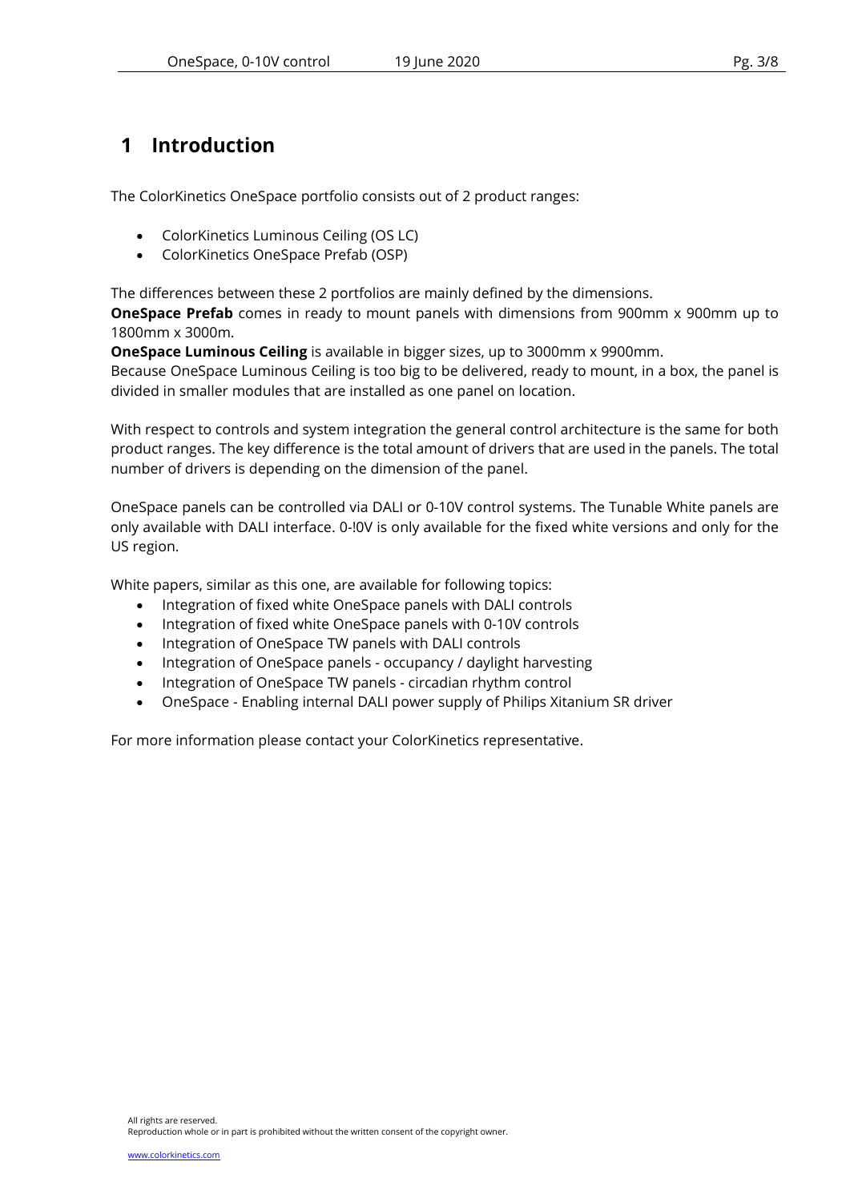# 1 Introduction

The ColorKinetics OneSpace portfolio consists out of 2 product ranges:

- ColorKinetics Luminous Ceiling (OS LC)
- ColorKinetics OneSpace Prefab (OSP)

The differences between these 2 portfolios are mainly defined by the dimensions.
**OneSpace Prefab** comes in ready to mount panels with dimensions from 900mm x 900mm up to 1800mm x 3000m.
**OneSpace Luminous Ceiling** is available in bigger sizes, up to 3000mm x 9900mm.
Because OneSpace Luminous Ceiling is too big to be delivered, ready to mount, in a box, the panel is divided in smaller modules that are installed as one panel on location.

With respect to controls and system integration the general control architecture is the same for both product ranges. The key difference is the total amount of drivers that are used in the panels. The total number of drivers is depending on the dimension of the panel.

OneSpace panels can be controlled via DALI or 0-10V control systems. The Tunable White panels are only available with DALI interface. 0-!0V is only available for the fixed white versions and only for the US region.

White papers, similar as this one, are available for following topics:

- Integration of fixed white OneSpace panels with DALI controls
- Integration of fixed white OneSpace panels with 0-10V controls
- Integration of OneSpace TW panels with DALI controls
- Integration of OneSpace panels - occupancy / daylight harvesting
- Integration of OneSpace TW panels - circadian rhythm control
- OneSpace - Enabling internal DALI power supply of Philips Xitanium SR driver

For more information please contact your ColorKinetics representative.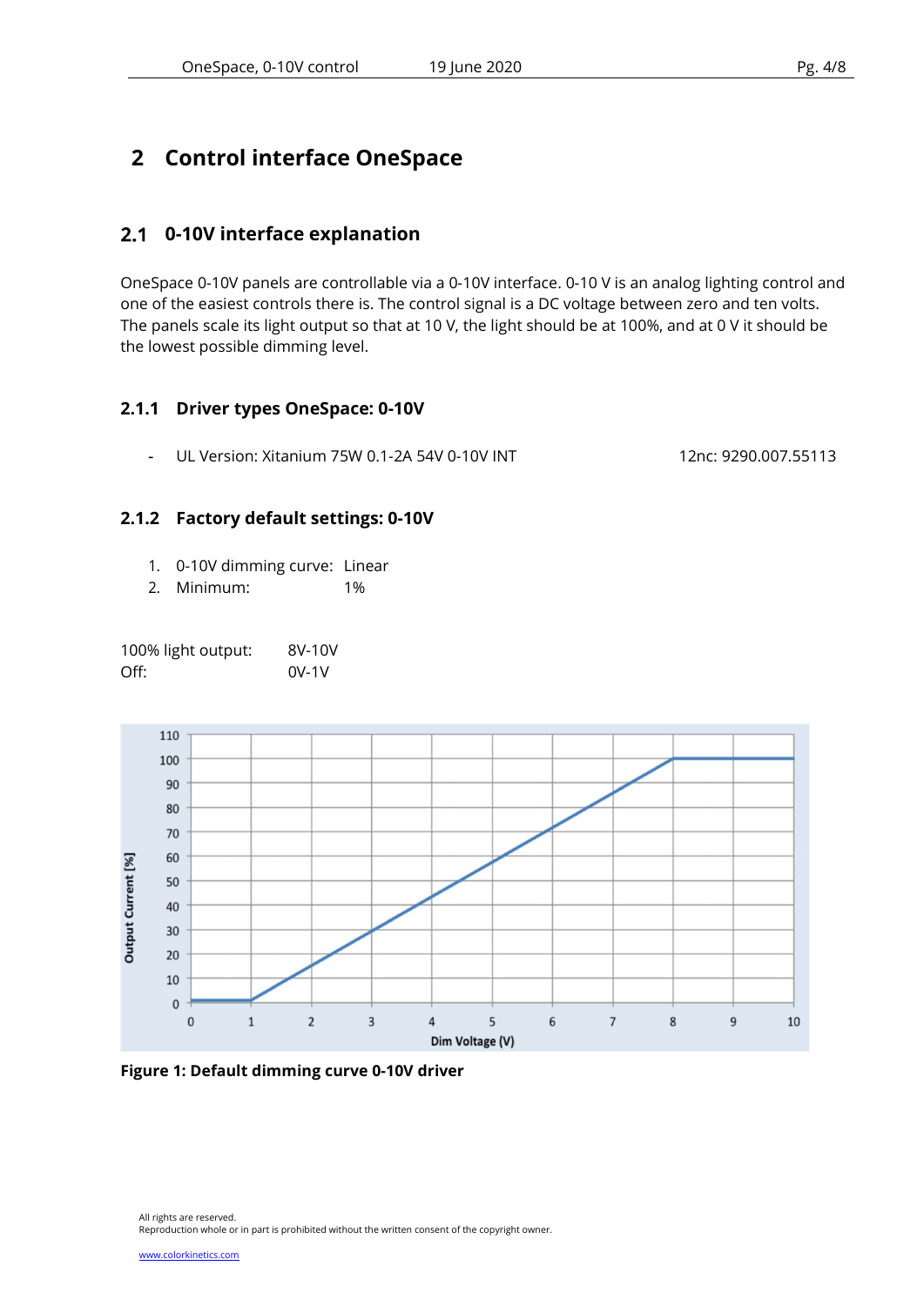# 2 Control interface OneSpace

## 2.1 0-10V interface explanation

OneSpace 0-10V panels are controllable via a 0-10V interface. 0-10 V is an analog lighting control and one of the easiest controls there is. The control signal is a DC voltage between zero and ten volts. The panels scale its light output so that at 10 V, the light should be at 100%, and at 0 V it should be the lowest possible dimming level.

### 2.1.1 Driver types OneSpace: 0-10V

- UL Version: Xitanium 75W 0.1-2A 54V 0-10V INT    12nc: 9290.007.55113

### 2.1.2 Factory default settings: 0-10V

1. 0-10V dimming curve: Linear
2. Minimum: 1%

100% light output: 8V-10V
Off: 0V-1V

**Figure 1: Default dimming curve 0-10V driver**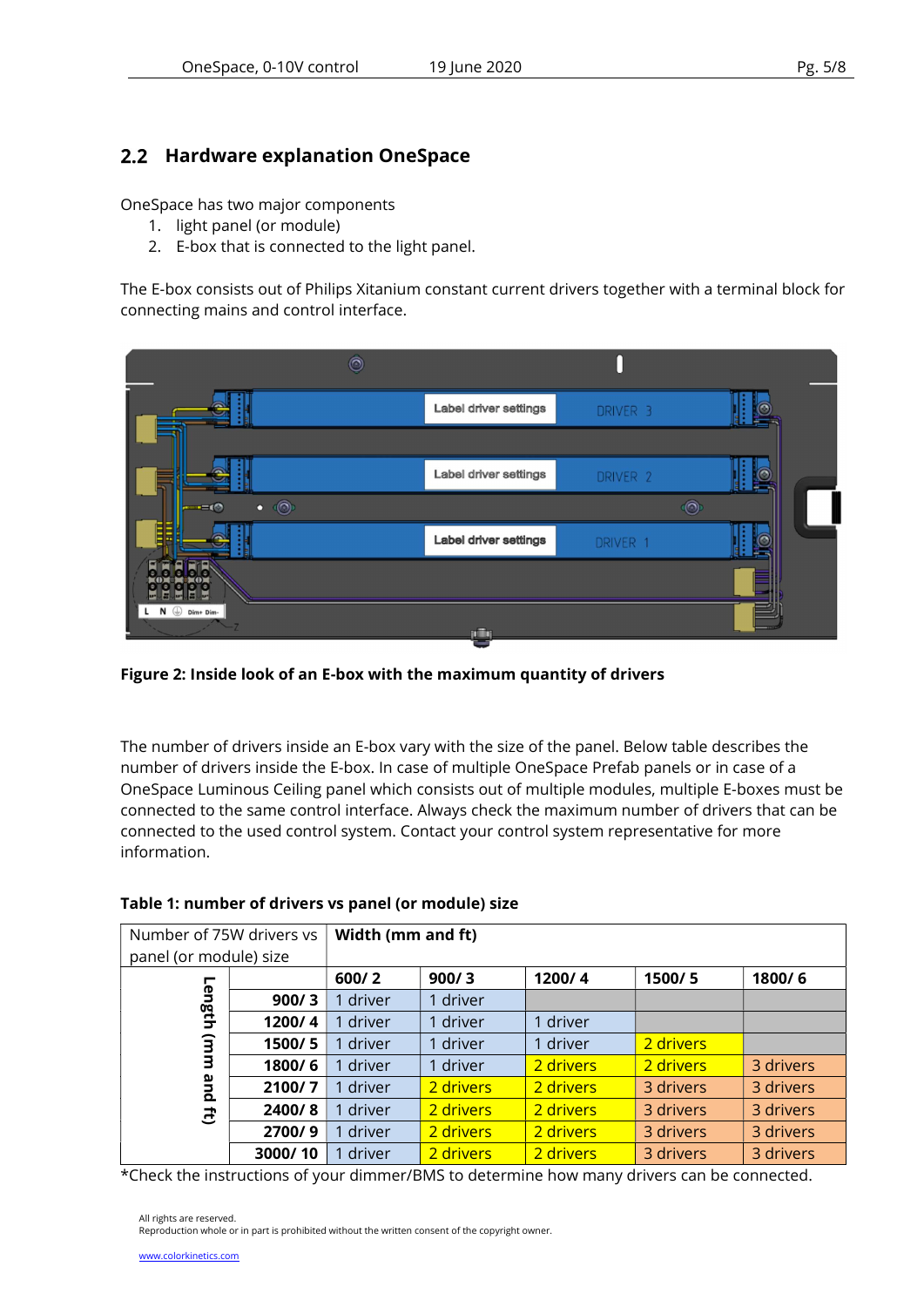## 2.2 Hardware explanation OneSpace

OneSpace has two major components

1. light panel (or module)
2. E-box that is connected to the light panel.

The E-box consists out of Philips Xitanium constant current drivers together with a terminal block for connecting mains and control interface.

**Figure 2: Inside look of an E-box with the maximum quantity of drivers**

The number of drivers inside an E-box vary with the size of the panel. Below table describes the number of drivers inside the E-box. In case of multiple OneSpace Prefab panels or in case of a OneSpace Luminous Ceiling panel which consists out of multiple modules, multiple E-boxes must be connected to the same control interface. Always check the maximum number of drivers that can be connected to the used control system. Contact your control system representative for more information.

**Table 1: number of drivers vs panel (or module) size**

| Number of 75W drivers vs panel (or module) size | | **Width (mm and ft)** | | | | |
|---|---|---|---|---|---|---|
| | | **600/ 2** | **900/ 3** | **1200/ 4** | **1500/ 5** | **1800/ 6** |
| **Length (mm and ft)** | **900/ 3** | 1 driver | 1 driver | | | |
| | **1200/ 4** | 1 driver | 1 driver | 1 driver | | |
| | **1500/ 5** | 1 driver | 1 driver | 1 driver | 2 drivers | |
| | **1800/ 6** | 1 driver | 1 driver | 2 drivers | 2 drivers | 3 drivers |
| | **2100/ 7** | 1 driver | 2 drivers | 2 drivers | 3 drivers | 3 drivers |
| | **2400/ 8** | 1 driver | 2 drivers | 2 drivers | 3 drivers | 3 drivers |
| | **2700/ 9** | 1 driver | 2 drivers | 2 drivers | 3 drivers | 3 drivers |
| | **3000/ 10** | 1 driver | 2 drivers | 2 drivers | 3 drivers | 3 drivers |

*Check the instructions of your dimmer/BMS to determine how many drivers can be connected.

All rights are reserved.
Reproduction whole or in part is prohibited without the written consent of the copyright owner.

www.colorkinetics.com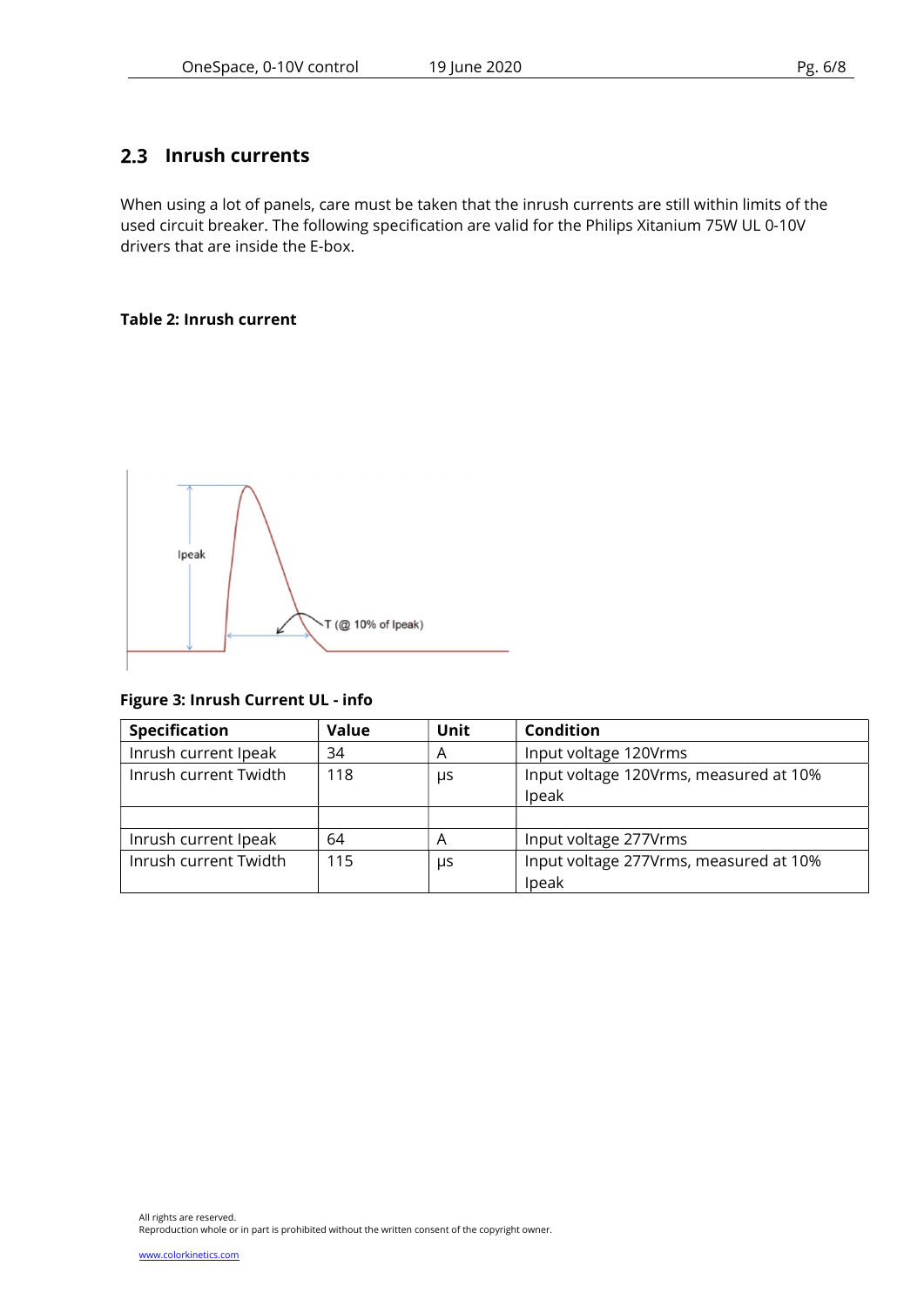## 2.3 Inrush currents

When using a lot of panels, care must be taken that the inrush currents are still within limits of the used circuit breaker. The following specification are valid for the Philips Xitanium 75W UL 0-10V drivers that are inside the E-box.

**Table 2: Inrush current**

**Figure 3: Inrush Current UL - info**

| Specification | Value | Unit | Condition |
|---|---|---|---|
| Inrush current Ipeak | 34 | A | Input voltage 120Vrms |
| Inrush current Twidth | 118 | μs | Input voltage 120Vrms, measured at 10% Ipeak |
| | | | |
| Inrush current Ipeak | 64 | A | Input voltage 277Vrms |
| Inrush current Twidth | 115 | μs | Input voltage 277Vrms, measured at 10% Ipeak |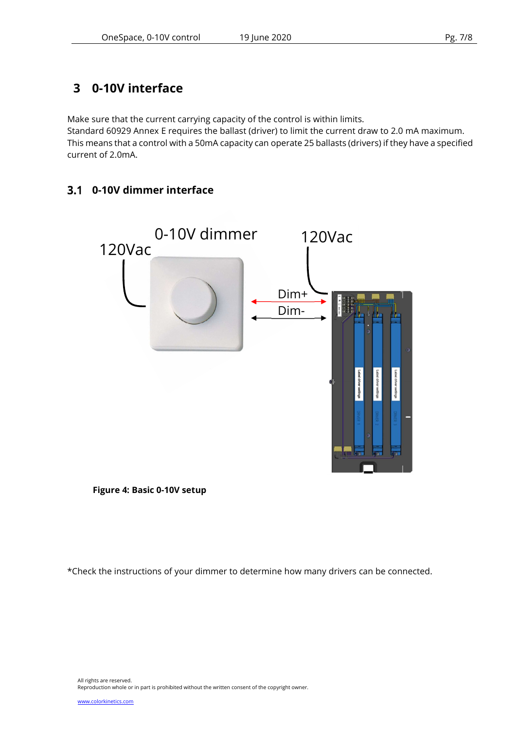# 3 0-10V interface

Make sure that the current carrying capacity of the control is within limits.
Standard 60929 Annex E requires the ballast (driver) to limit the current draw to 2.0 mA maximum.
This means that a control with a 50mA capacity can operate 25 ballasts (drivers) if they have a specified current of 2.0mA.

## 3.1 0-10V dimmer interface

**Figure 4: Basic 0-10V setup**

*Check the instructions of your dimmer to determine how many drivers can be connected.

All rights are reserved.
Reproduction whole or in part is prohibited without the written consent of the copyright owner.

www.colorkinetics.com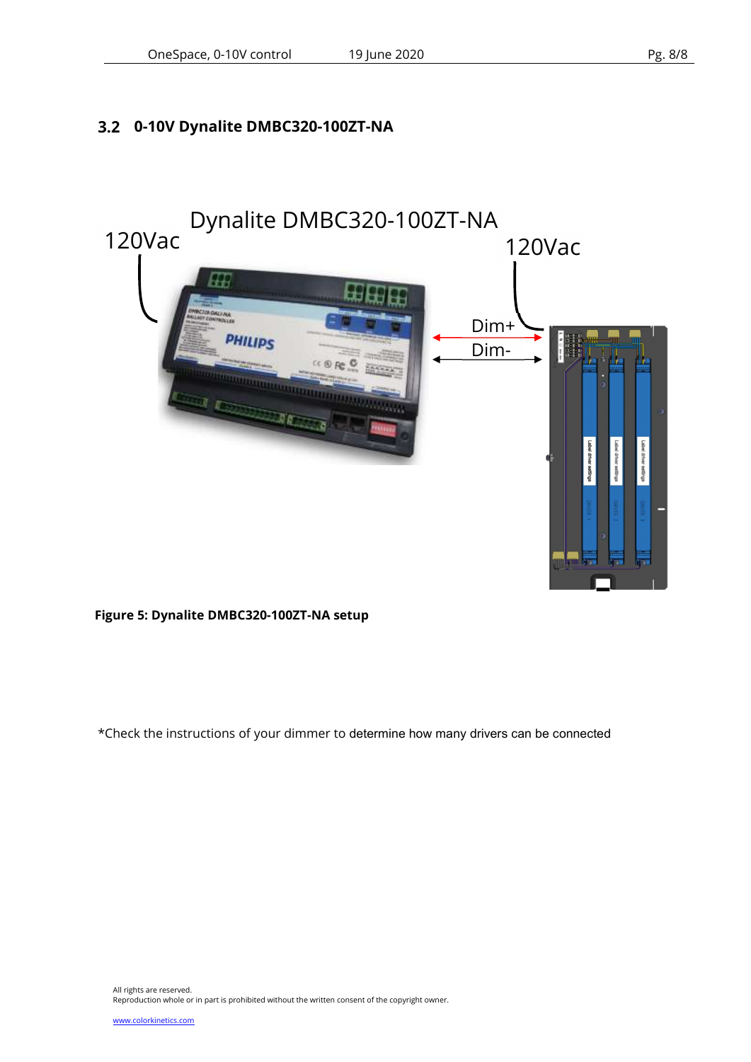## 3.2 0-10V Dynalite DMBC320-100ZT-NA

Dynalite DMBC320-100ZT-NA

120Vac

120Vac

Dim+

Dim-

**Figure 5: Dynalite DMBC320-100ZT-NA setup**

*Check the instructions of your dimmer to determine how many drivers can be connected

All rights are reserved.
Reproduction whole or in part is prohibited without the written consent of the copyright owner.

www.colorkinetics.com